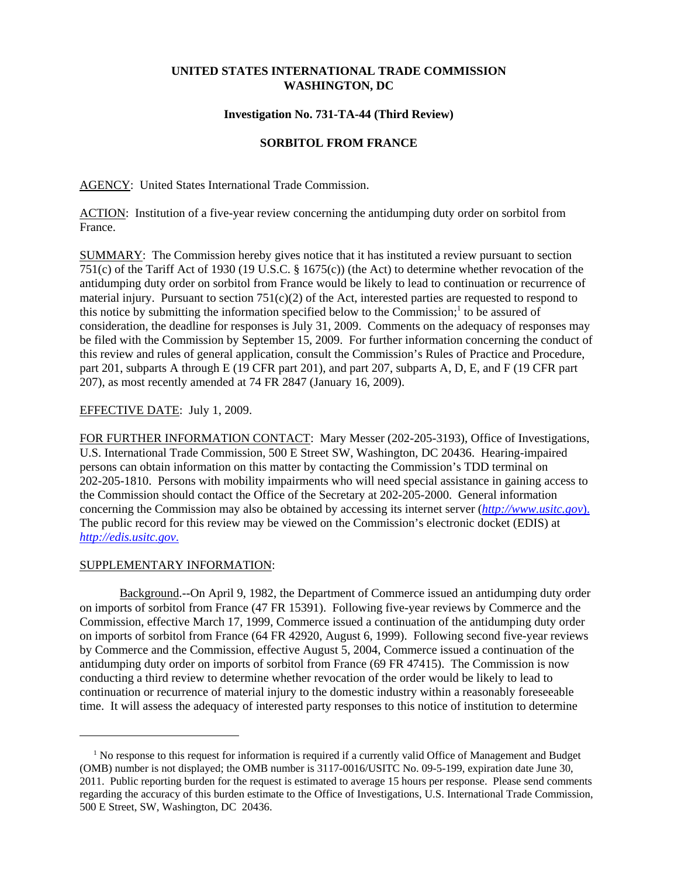**UNITED STATES INTERNATIONAL TRADE COMMISSION**
**WASHINGTON, DC**

**Investigation No. 731-TA-44 (Third Review)**

**SORBITOL FROM FRANCE**

AGENCY: United States International Trade Commission.

ACTION: Institution of a five-year review concerning the antidumping duty order on sorbitol from France.

SUMMARY: The Commission hereby gives notice that it has instituted a review pursuant to section 751(c) of the Tariff Act of 1930 (19 U.S.C. § 1675(c)) (the Act) to determine whether revocation of the antidumping duty order on sorbitol from France would be likely to lead to continuation or recurrence of material injury. Pursuant to section 751(c)(2) of the Act, interested parties are requested to respond to this notice by submitting the information specified below to the Commission;[1] to be assured of consideration, the deadline for responses is July 31, 2009. Comments on the adequacy of responses may be filed with the Commission by September 15, 2009. For further information concerning the conduct of this review and rules of general application, consult the Commission's Rules of Practice and Procedure, part 201, subparts A through E (19 CFR part 201), and part 207, subparts A, D, E, and F (19 CFR part 207), as most recently amended at 74 FR 2847 (January 16, 2009).

EFFECTIVE DATE: July 1, 2009.

FOR FURTHER INFORMATION CONTACT: Mary Messer (202-205-3193), Office of Investigations, U.S. International Trade Commission, 500 E Street SW, Washington, DC 20436. Hearing-impaired persons can obtain information on this matter by contacting the Commission's TDD terminal on 202-205-1810. Persons with mobility impairments who will need special assistance in gaining access to the Commission should contact the Office of the Secretary at 202-205-2000. General information concerning the Commission may also be obtained by accessing its internet server (*http://www.usitc.gov*). The public record for this review may be viewed on the Commission's electronic docket (EDIS) at *http://edis.usitc.gov*.

SUPPLEMENTARY INFORMATION:

Background.--On April 9, 1982, the Department of Commerce issued an antidumping duty order on imports of sorbitol from France (47 FR 15391). Following five-year reviews by Commerce and the Commission, effective March 17, 1999, Commerce issued a continuation of the antidumping duty order on imports of sorbitol from France (64 FR 42920, August 6, 1999). Following second five-year reviews by Commerce and the Commission, effective August 5, 2004, Commerce issued a continuation of the antidumping duty order on imports of sorbitol from France (69 FR 47415). The Commission is now conducting a third review to determine whether revocation of the order would be likely to lead to continuation or recurrence of material injury to the domestic industry within a reasonably foreseeable time. It will assess the adequacy of interested party responses to this notice of institution to determine

[1] No response to this request for information is required if a currently valid Office of Management and Budget (OMB) number is not displayed; the OMB number is 3117-0016/USITC No. 09-5-199, expiration date June 30, 2011. Public reporting burden for the request is estimated to average 15 hours per response. Please send comments regarding the accuracy of this burden estimate to the Office of Investigations, U.S. International Trade Commission, 500 E Street, SW, Washington, DC 20436.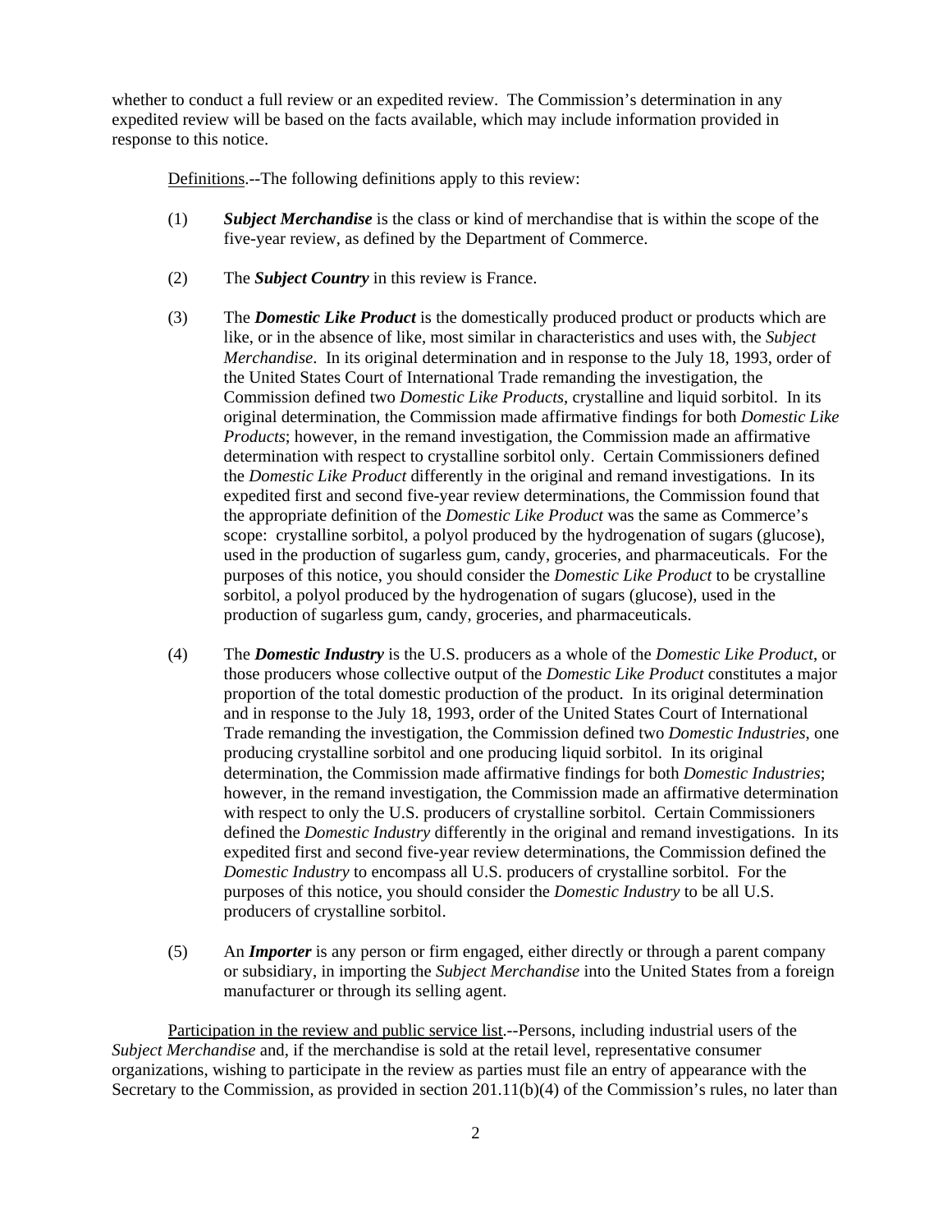whether to conduct a full review or an expedited review. The Commission's determination in any expedited review will be based on the facts available, which may include information provided in response to this notice.

Definitions.--The following definitions apply to this review:

(1) ***Subject Merchandise*** is the class or kind of merchandise that is within the scope of the five-year review, as defined by the Department of Commerce.

(2) The ***Subject Country*** in this review is France.

(3) The ***Domestic Like Product*** is the domestically produced product or products which are like, or in the absence of like, most similar in characteristics and uses with, the *Subject Merchandise*. In its original determination and in response to the July 18, 1993, order of the United States Court of International Trade remanding the investigation, the Commission defined two *Domestic Like Products*, crystalline and liquid sorbitol. In its original determination, the Commission made affirmative findings for both *Domestic Like Products*; however, in the remand investigation, the Commission made an affirmative determination with respect to crystalline sorbitol only. Certain Commissioners defined the *Domestic Like Product* differently in the original and remand investigations. In its expedited first and second five-year review determinations, the Commission found that the appropriate definition of the *Domestic Like Product* was the same as Commerce's scope: crystalline sorbitol, a polyol produced by the hydrogenation of sugars (glucose), used in the production of sugarless gum, candy, groceries, and pharmaceuticals. For the purposes of this notice, you should consider the *Domestic Like Product* to be crystalline sorbitol, a polyol produced by the hydrogenation of sugars (glucose), used in the production of sugarless gum, candy, groceries, and pharmaceuticals.

(4) The ***Domestic Industry*** is the U.S. producers as a whole of the *Domestic Like Product*, or those producers whose collective output of the *Domestic Like Product* constitutes a major proportion of the total domestic production of the product. In its original determination and in response to the July 18, 1993, order of the United States Court of International Trade remanding the investigation, the Commission defined two *Domestic Industries*, one producing crystalline sorbitol and one producing liquid sorbitol. In its original determination, the Commission made affirmative findings for both *Domestic Industries*; however, in the remand investigation, the Commission made an affirmative determination with respect to only the U.S. producers of crystalline sorbitol. Certain Commissioners defined the *Domestic Industry* differently in the original and remand investigations. In its expedited first and second five-year review determinations, the Commission defined the *Domestic Industry* to encompass all U.S. producers of crystalline sorbitol. For the purposes of this notice, you should consider the *Domestic Industry* to be all U.S. producers of crystalline sorbitol.

(5) An ***Importer*** is any person or firm engaged, either directly or through a parent company or subsidiary, in importing the *Subject Merchandise* into the United States from a foreign manufacturer or through its selling agent.

Participation in the review and public service list.--Persons, including industrial users of the *Subject Merchandise* and, if the merchandise is sold at the retail level, representative consumer organizations, wishing to participate in the review as parties must file an entry of appearance with the Secretary to the Commission, as provided in section 201.11(b)(4) of the Commission's rules, no later than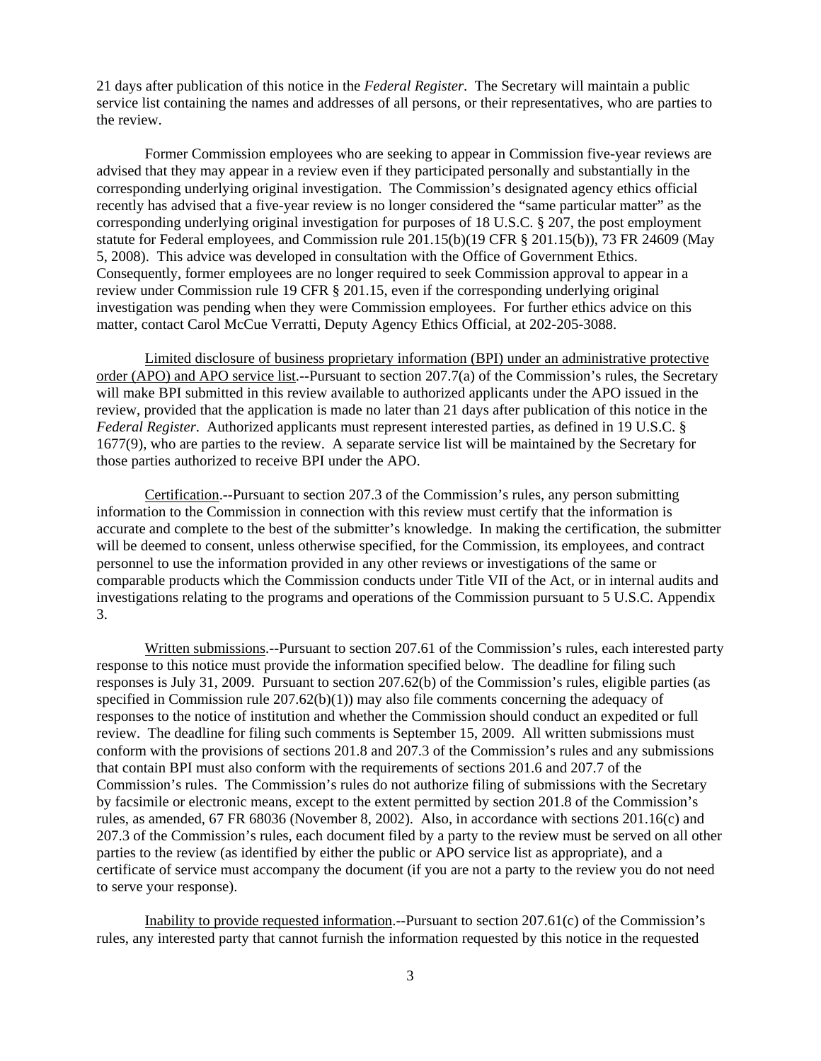21 days after publication of this notice in the *Federal Register*. The Secretary will maintain a public service list containing the names and addresses of all persons, or their representatives, who are parties to the review.

Former Commission employees who are seeking to appear in Commission five-year reviews are advised that they may appear in a review even if they participated personally and substantially in the corresponding underlying original investigation. The Commission's designated agency ethics official recently has advised that a five-year review is no longer considered the "same particular matter" as the corresponding underlying original investigation for purposes of 18 U.S.C. § 207, the post employment statute for Federal employees, and Commission rule 201.15(b)(19 CFR § 201.15(b)), 73 FR 24609 (May 5, 2008). This advice was developed in consultation with the Office of Government Ethics. Consequently, former employees are no longer required to seek Commission approval to appear in a review under Commission rule 19 CFR § 201.15, even if the corresponding underlying original investigation was pending when they were Commission employees. For further ethics advice on this matter, contact Carol McCue Verratti, Deputy Agency Ethics Official, at 202-205-3088.

Limited disclosure of business proprietary information (BPI) under an administrative protective order (APO) and APO service list.--Pursuant to section 207.7(a) of the Commission's rules, the Secretary will make BPI submitted in this review available to authorized applicants under the APO issued in the review, provided that the application is made no later than 21 days after publication of this notice in the *Federal Register*. Authorized applicants must represent interested parties, as defined in 19 U.S.C. § 1677(9), who are parties to the review. A separate service list will be maintained by the Secretary for those parties authorized to receive BPI under the APO.

Certification.--Pursuant to section 207.3 of the Commission's rules, any person submitting information to the Commission in connection with this review must certify that the information is accurate and complete to the best of the submitter's knowledge. In making the certification, the submitter will be deemed to consent, unless otherwise specified, for the Commission, its employees, and contract personnel to use the information provided in any other reviews or investigations of the same or comparable products which the Commission conducts under Title VII of the Act, or in internal audits and investigations relating to the programs and operations of the Commission pursuant to 5 U.S.C. Appendix 3.

Written submissions.--Pursuant to section 207.61 of the Commission's rules, each interested party response to this notice must provide the information specified below. The deadline for filing such responses is July 31, 2009. Pursuant to section 207.62(b) of the Commission's rules, eligible parties (as specified in Commission rule 207.62(b)(1)) may also file comments concerning the adequacy of responses to the notice of institution and whether the Commission should conduct an expedited or full review. The deadline for filing such comments is September 15, 2009. All written submissions must conform with the provisions of sections 201.8 and 207.3 of the Commission's rules and any submissions that contain BPI must also conform with the requirements of sections 201.6 and 207.7 of the Commission's rules. The Commission's rules do not authorize filing of submissions with the Secretary by facsimile or electronic means, except to the extent permitted by section 201.8 of the Commission's rules, as amended, 67 FR 68036 (November 8, 2002). Also, in accordance with sections 201.16(c) and 207.3 of the Commission's rules, each document filed by a party to the review must be served on all other parties to the review (as identified by either the public or APO service list as appropriate), and a certificate of service must accompany the document (if you are not a party to the review you do not need to serve your response).

Inability to provide requested information.--Pursuant to section 207.61(c) of the Commission's rules, any interested party that cannot furnish the information requested by this notice in the requested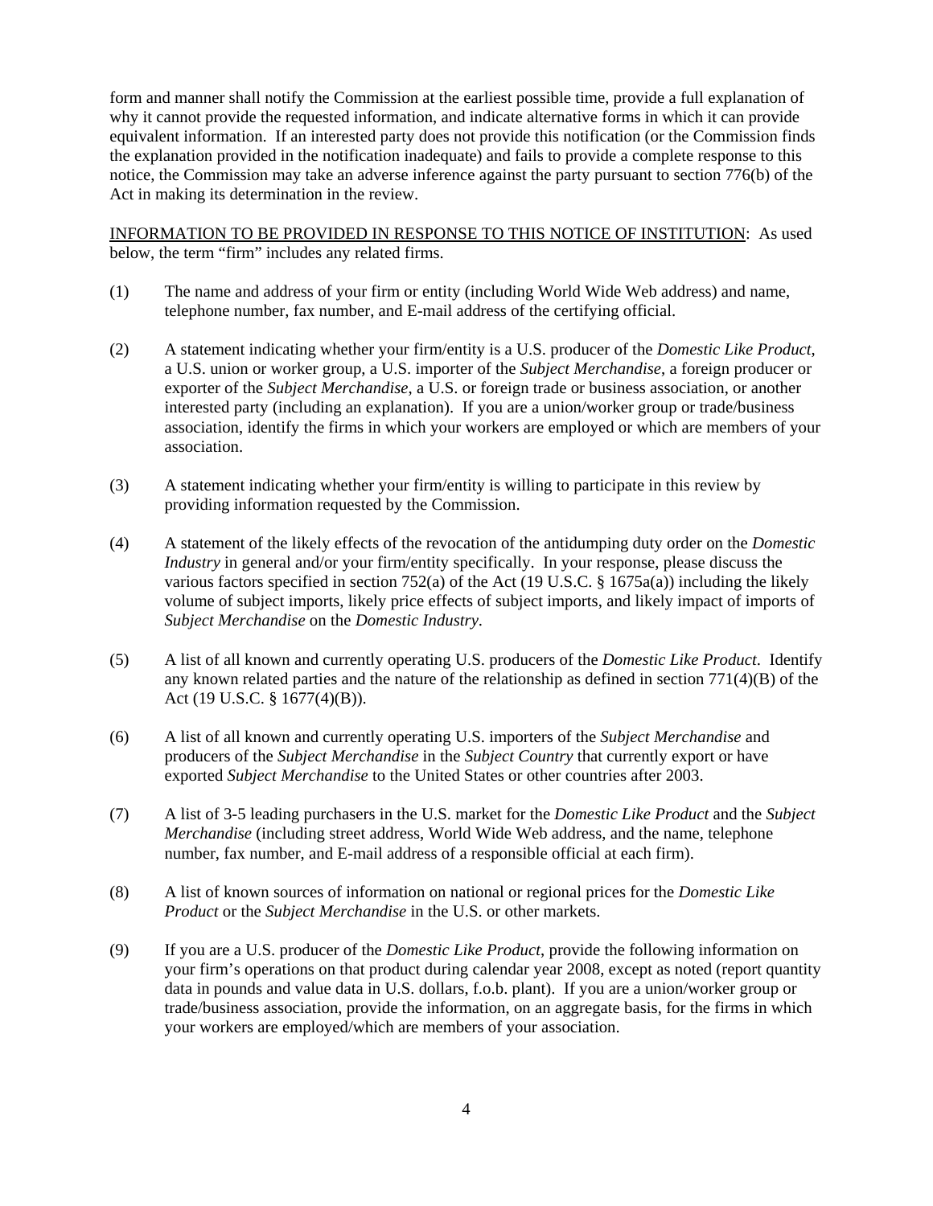form and manner shall notify the Commission at the earliest possible time, provide a full explanation of why it cannot provide the requested information, and indicate alternative forms in which it can provide equivalent information. If an interested party does not provide this notification (or the Commission finds the explanation provided in the notification inadequate) and fails to provide a complete response to this notice, the Commission may take an adverse inference against the party pursuant to section 776(b) of the Act in making its determination in the review.

<u>INFORMATION TO BE PROVIDED IN RESPONSE TO THIS NOTICE OF INSTITUTION</u>: As used below, the term "firm" includes any related firms.

(1) The name and address of your firm or entity (including World Wide Web address) and name, telephone number, fax number, and E-mail address of the certifying official.

(2) A statement indicating whether your firm/entity is a U.S. producer of the *Domestic Like Product*, a U.S. union or worker group, a U.S. importer of the *Subject Merchandise*, a foreign producer or exporter of the *Subject Merchandise*, a U.S. or foreign trade or business association, or another interested party (including an explanation). If you are a union/worker group or trade/business association, identify the firms in which your workers are employed or which are members of your association.

(3) A statement indicating whether your firm/entity is willing to participate in this review by providing information requested by the Commission.

(4) A statement of the likely effects of the revocation of the antidumping duty order on the *Domestic Industry* in general and/or your firm/entity specifically. In your response, please discuss the various factors specified in section 752(a) of the Act (19 U.S.C. § 1675a(a)) including the likely volume of subject imports, likely price effects of subject imports, and likely impact of imports of *Subject Merchandise* on the *Domestic Industry*.

(5) A list of all known and currently operating U.S. producers of the *Domestic Like Product*. Identify any known related parties and the nature of the relationship as defined in section 771(4)(B) of the Act (19 U.S.C. § 1677(4)(B)).

(6) A list of all known and currently operating U.S. importers of the *Subject Merchandise* and producers of the *Subject Merchandise* in the *Subject Country* that currently export or have exported *Subject Merchandise* to the United States or other countries after 2003.

(7) A list of 3-5 leading purchasers in the U.S. market for the *Domestic Like Product* and the *Subject Merchandise* (including street address, World Wide Web address, and the name, telephone number, fax number, and E-mail address of a responsible official at each firm).

(8) A list of known sources of information on national or regional prices for the *Domestic Like Product* or the *Subject Merchandise* in the U.S. or other markets.

(9) If you are a U.S. producer of the *Domestic Like Product*, provide the following information on your firm's operations on that product during calendar year 2008, except as noted (report quantity data in pounds and value data in U.S. dollars, f.o.b. plant). If you are a union/worker group or trade/business association, provide the information, on an aggregate basis, for the firms in which your workers are employed/which are members of your association.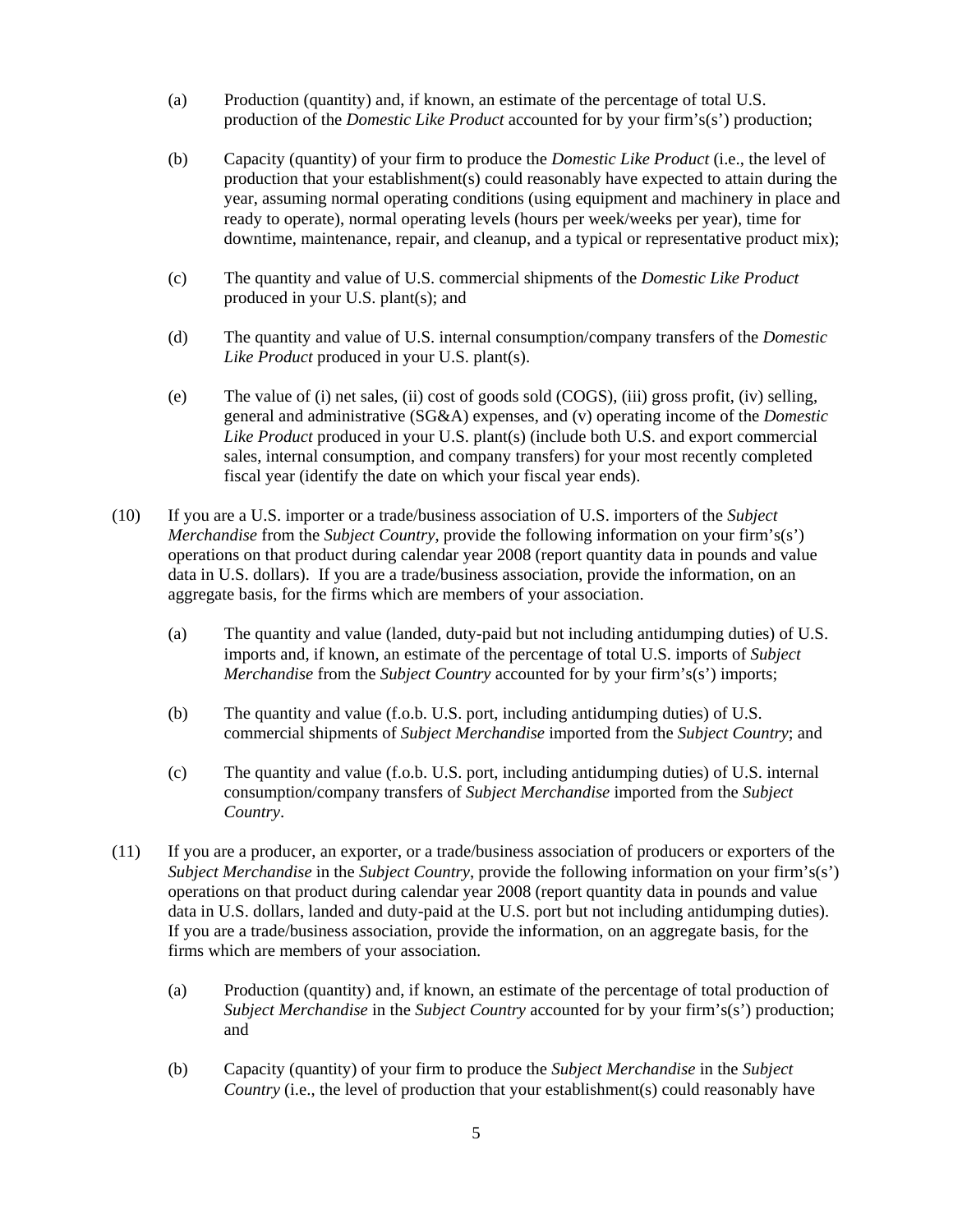(a) Production (quantity) and, if known, an estimate of the percentage of total U.S. production of the *Domestic Like Product* accounted for by your firm's(s') production;

(b) Capacity (quantity) of your firm to produce the *Domestic Like Product* (i.e., the level of production that your establishment(s) could reasonably have expected to attain during the year, assuming normal operating conditions (using equipment and machinery in place and ready to operate), normal operating levels (hours per week/weeks per year), time for downtime, maintenance, repair, and cleanup, and a typical or representative product mix);

(c) The quantity and value of U.S. commercial shipments of the *Domestic Like Product* produced in your U.S. plant(s); and

(d) The quantity and value of U.S. internal consumption/company transfers of the *Domestic Like Product* produced in your U.S. plant(s).

(e) The value of (i) net sales, (ii) cost of goods sold (COGS), (iii) gross profit, (iv) selling, general and administrative (SG&A) expenses, and (v) operating income of the *Domestic Like Product* produced in your U.S. plant(s) (include both U.S. and export commercial sales, internal consumption, and company transfers) for your most recently completed fiscal year (identify the date on which your fiscal year ends).

(10) If you are a U.S. importer or a trade/business association of U.S. importers of the *Subject Merchandise* from the *Subject Country*, provide the following information on your firm's(s') operations on that product during calendar year 2008 (report quantity data in pounds and value data in U.S. dollars). If you are a trade/business association, provide the information, on an aggregate basis, for the firms which are members of your association.

(a) The quantity and value (landed, duty-paid but not including antidumping duties) of U.S. imports and, if known, an estimate of the percentage of total U.S. imports of *Subject Merchandise* from the *Subject Country* accounted for by your firm's(s') imports;

(b) The quantity and value (f.o.b. U.S. port, including antidumping duties) of U.S. commercial shipments of *Subject Merchandise* imported from the *Subject Country*; and

(c) The quantity and value (f.o.b. U.S. port, including antidumping duties) of U.S. internal consumption/company transfers of *Subject Merchandise* imported from the *Subject Country*.

(11) If you are a producer, an exporter, or a trade/business association of producers or exporters of the *Subject Merchandise* in the *Subject Country*, provide the following information on your firm's(s') operations on that product during calendar year 2008 (report quantity data in pounds and value data in U.S. dollars, landed and duty-paid at the U.S. port but not including antidumping duties). If you are a trade/business association, provide the information, on an aggregate basis, for the firms which are members of your association.

(a) Production (quantity) and, if known, an estimate of the percentage of total production of *Subject Merchandise* in the *Subject Country* accounted for by your firm's(s') production; and

(b) Capacity (quantity) of your firm to produce the *Subject Merchandise* in the *Subject Country* (i.e., the level of production that your establishment(s) could reasonably have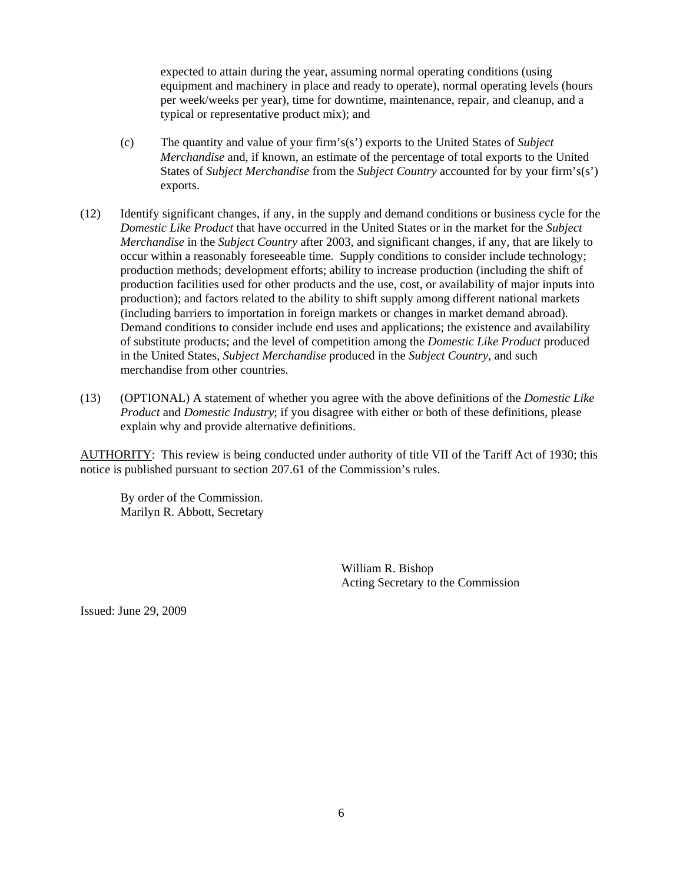expected to attain during the year, assuming normal operating conditions (using equipment and machinery in place and ready to operate), normal operating levels (hours per week/weeks per year), time for downtime, maintenance, repair, and cleanup, and a typical or representative product mix); and

(c) The quantity and value of your firm's(s') exports to the United States of *Subject Merchandise* and, if known, an estimate of the percentage of total exports to the United States of *Subject Merchandise* from the *Subject Country* accounted for by your firm's(s') exports.

(12) Identify significant changes, if any, in the supply and demand conditions or business cycle for the *Domestic Like Product* that have occurred in the United States or in the market for the *Subject Merchandise* in the *Subject Country* after 2003, and significant changes, if any, that are likely to occur within a reasonably foreseeable time. Supply conditions to consider include technology; production methods; development efforts; ability to increase production (including the shift of production facilities used for other products and the use, cost, or availability of major inputs into production); and factors related to the ability to shift supply among different national markets (including barriers to importation in foreign markets or changes in market demand abroad). Demand conditions to consider include end uses and applications; the existence and availability of substitute products; and the level of competition among the *Domestic Like Product* produced in the United States, *Subject Merchandise* produced in the *Subject Country*, and such merchandise from other countries.

(13) (OPTIONAL) A statement of whether you agree with the above definitions of the *Domestic Like Product* and *Domestic Industry*; if you disagree with either or both of these definitions, please explain why and provide alternative definitions.

AUTHORITY: This review is being conducted under authority of title VII of the Tariff Act of 1930; this notice is published pursuant to section 207.61 of the Commission's rules.

By order of the Commission.
Marilyn R. Abbott, Secretary

William R. Bishop
Acting Secretary to the Commission

Issued: June 29, 2009